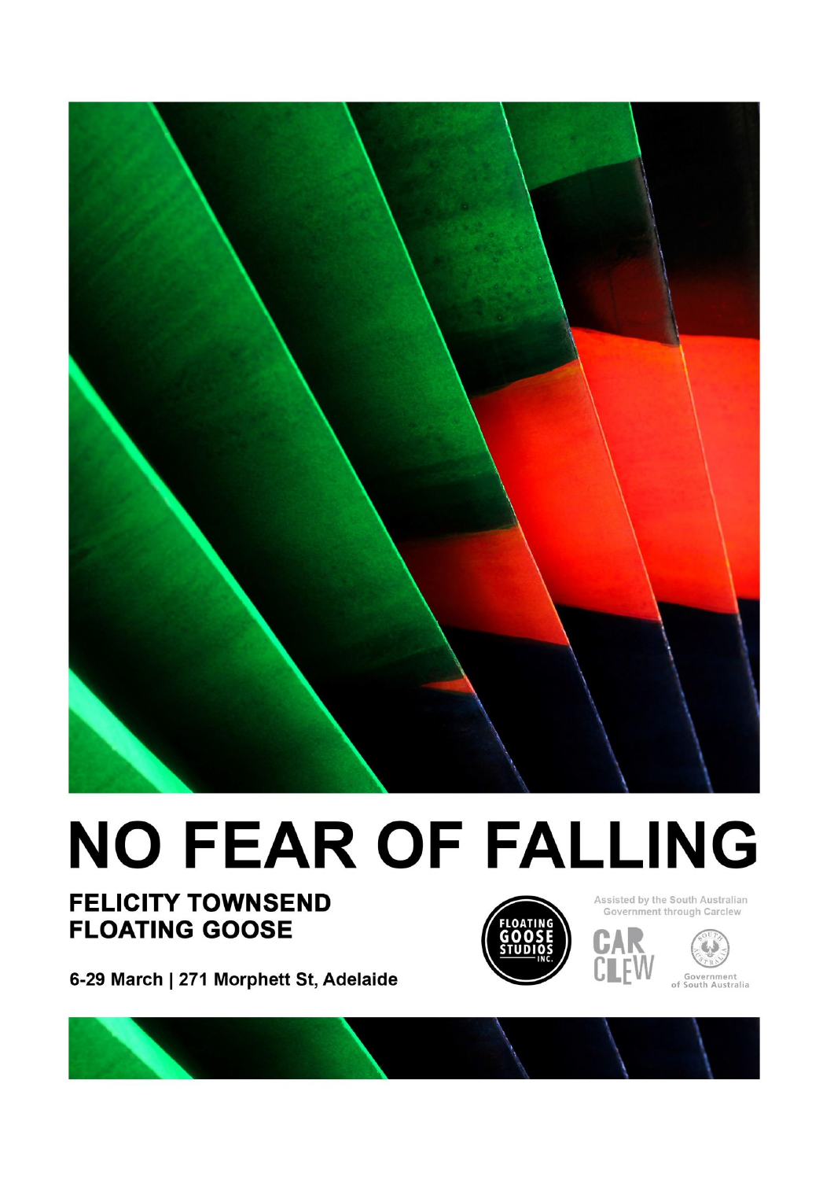# NO FEAR OF FALLING

## FELICITY TOWNSEND
## FLOATING GOOSE

**6-29 March | 271 Morphett St, Adelaide**

FLOATING GOOSE STUDIOS INC.

Assisted by the South Australian Government through Carclew

CAR CLEW

Government of South Australia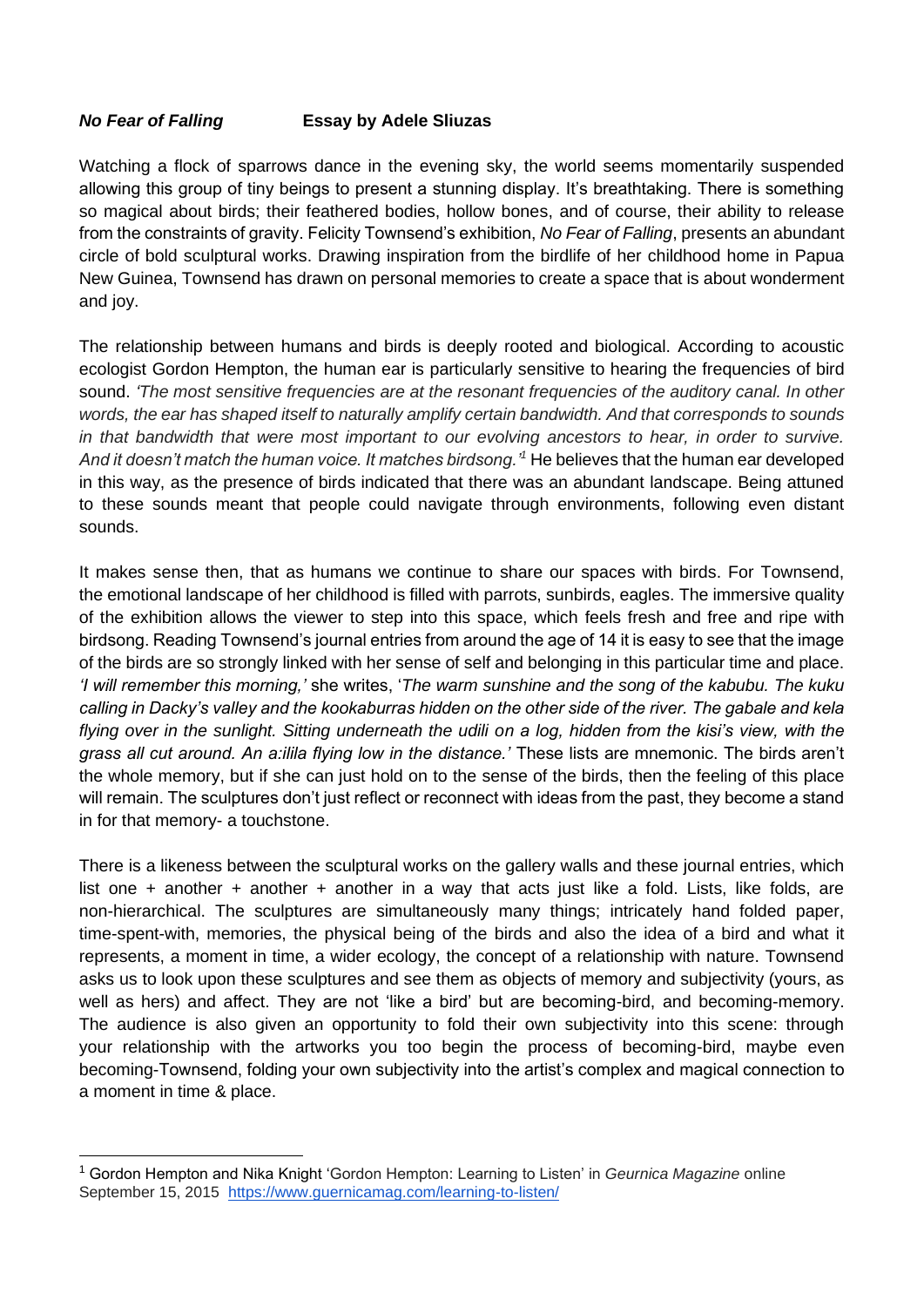***No Fear of Falling*** **Essay by Adele Sliuzas**

Watching a flock of sparrows dance in the evening sky, the world seems momentarily suspended allowing this group of tiny beings to present a stunning display. It's breathtaking. There is something so magical about birds; their feathered bodies, hollow bones, and of course, their ability to release from the constraints of gravity. Felicity Townsend's exhibition, *No Fear of Falling*, presents an abundant circle of bold sculptural works. Drawing inspiration from the birdlife of her childhood home in Papua New Guinea, Townsend has drawn on personal memories to create a space that is about wonderment and joy.

The relationship between humans and birds is deeply rooted and biological. According to acoustic ecologist Gordon Hempton, the human ear is particularly sensitive to hearing the frequencies of bird sound. *'The most sensitive frequencies are at the resonant frequencies of the auditory canal. In other words, the ear has shaped itself to naturally amplify certain bandwidth. And that corresponds to sounds in that bandwidth that were most important to our evolving ancestors to hear, in order to survive. And it doesn't match the human voice. It matches birdsong.'*[1] He believes that the human ear developed in this way, as the presence of birds indicated that there was an abundant landscape. Being attuned to these sounds meant that people could navigate through environments, following even distant sounds.

It makes sense then, that as humans we continue to share our spaces with birds. For Townsend, the emotional landscape of her childhood is filled with parrots, sunbirds, eagles. The immersive quality of the exhibition allows the viewer to step into this space, which feels fresh and free and ripe with birdsong. Reading Townsend's journal entries from around the age of 14 it is easy to see that the image of the birds are so strongly linked with her sense of self and belonging in this particular time and place. *'I will remember this morning,'* she writes, '*The warm sunshine and the song of the kabubu. The kuku calling in Dacky's valley and the kookaburras hidden on the other side of the river. The gabale and kela flying over in the sunlight. Sitting underneath the udili on a log, hidden from the kisi's view, with the grass all cut around. An a:ilila flying low in the distance.'* These lists are mnemonic. The birds aren't the whole memory, but if she can just hold on to the sense of the birds, then the feeling of this place will remain. The sculptures don't just reflect or reconnect with ideas from the past, they become a stand in for that memory- a touchstone.

There is a likeness between the sculptural works on the gallery walls and these journal entries, which list one + another + another + another in a way that acts just like a fold. Lists, like folds, are non-hierarchical. The sculptures are simultaneously many things; intricately hand folded paper, time-spent-with, memories, the physical being of the birds and also the idea of a bird and what it represents, a moment in time, a wider ecology, the concept of a relationship with nature. Townsend asks us to look upon these sculptures and see them as objects of memory and subjectivity (yours, as well as hers) and affect. They are not 'like a bird' but are becoming-bird, and becoming-memory. The audience is also given an opportunity to fold their own subjectivity into this scene: through your relationship with the artworks you too begin the process of becoming-bird, maybe even becoming-Townsend, folding your own subjectivity into the artist's complex and magical connection to a moment in time & place.

---

[1] Gordon Hempton and Nika Knight 'Gordon Hempton: Learning to Listen' in *Geurnica Magazine* online September 15, 2015 https://www.guernicamag.com/learning-to-listen/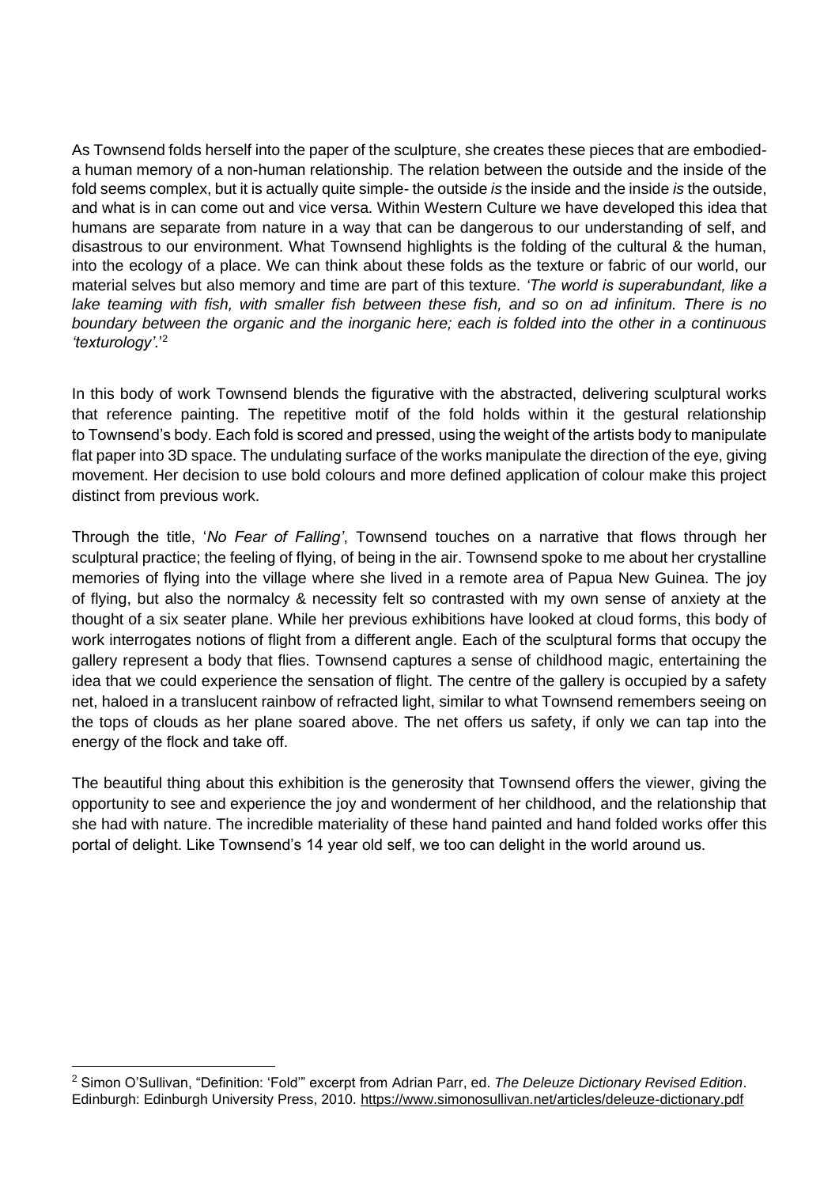As Townsend folds herself into the paper of the sculpture, she creates these pieces that are embodied- a human memory of a non-human relationship. The relation between the outside and the inside of the fold seems complex, but it is actually quite simple- the outside *is* the inside and the inside *is* the outside, and what is in can come out and vice versa. Within Western Culture we have developed this idea that humans are separate from nature in a way that can be dangerous to our understanding of self, and disastrous to our environment. What Townsend highlights is the folding of the cultural & the human, into the ecology of a place. We can think about these folds as the texture or fabric of our world, our material selves but also memory and time are part of this texture. *'The world is superabundant, like a lake teaming with fish, with smaller fish between these fish, and so on ad infinitum. There is no boundary between the organic and the inorganic here; each is folded into the other in a continuous 'texturology'.'*[2]

In this body of work Townsend blends the figurative with the abstracted, delivering sculptural works that reference painting. The repetitive motif of the fold holds within it the gestural relationship to Townsend's body. Each fold is scored and pressed, using the weight of the artists body to manipulate flat paper into 3D space. The undulating surface of the works manipulate the direction of the eye, giving movement. Her decision to use bold colours and more defined application of colour make this project distinct from previous work.

Through the title, '*No Fear of Falling'*, Townsend touches on a narrative that flows through her sculptural practice; the feeling of flying, of being in the air. Townsend spoke to me about her crystalline memories of flying into the village where she lived in a remote area of Papua New Guinea. The joy of flying, but also the normalcy & necessity felt so contrasted with my own sense of anxiety at the thought of a six seater plane. While her previous exhibitions have looked at cloud forms, this body of work interrogates notions of flight from a different angle. Each of the sculptural forms that occupy the gallery represent a body that flies. Townsend captures a sense of childhood magic, entertaining the idea that we could experience the sensation of flight. The centre of the gallery is occupied by a safety net, haloed in a translucent rainbow of refracted light, similar to what Townsend remembers seeing on the tops of clouds as her plane soared above. The net offers us safety, if only we can tap into the energy of the flock and take off.

The beautiful thing about this exhibition is the generosity that Townsend offers the viewer, giving the opportunity to see and experience the joy and wonderment of her childhood, and the relationship that she had with nature. The incredible materiality of these hand painted and hand folded works offer this portal of delight. Like Townsend's 14 year old self, we too can delight in the world around us.

---

[2] Simon O'Sullivan, "Definition: 'Fold'" excerpt from Adrian Parr, ed. *The Deleuze Dictionary Revised Edition*. Edinburgh: Edinburgh University Press, 2010. https://www.simonosullivan.net/articles/deleuze-dictionary.pdf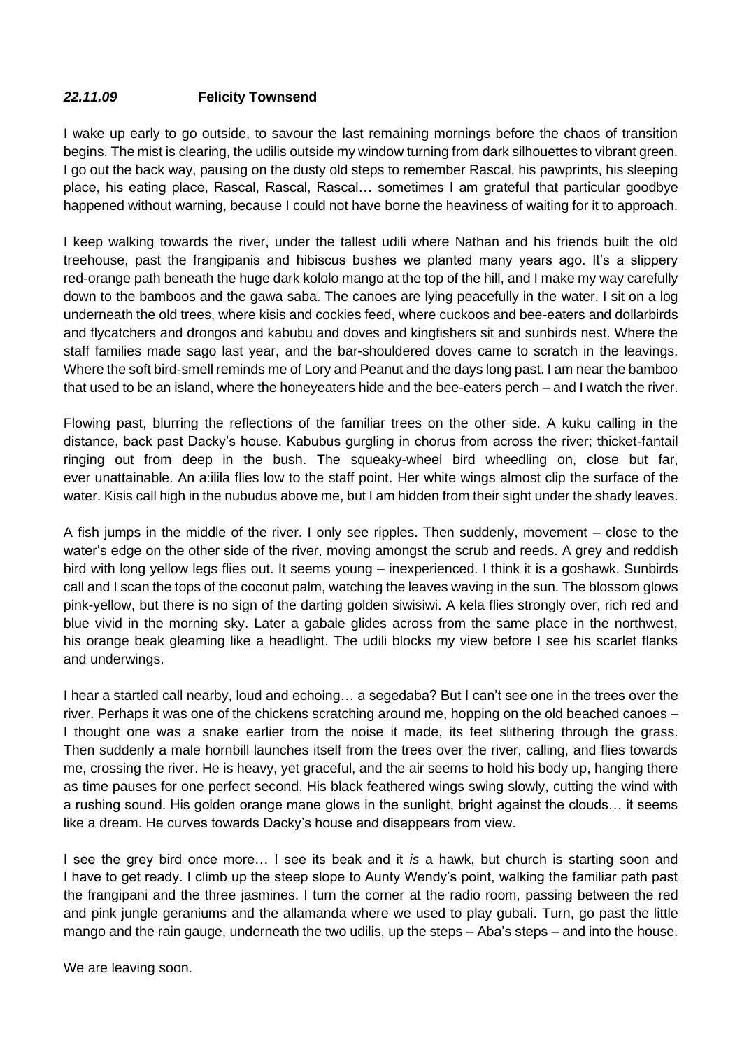***22.11.09*** **Felicity Townsend**

I wake up early to go outside, to savour the last remaining mornings before the chaos of transition begins. The mist is clearing, the udilis outside my window turning from dark silhouettes to vibrant green. I go out the back way, pausing on the dusty old steps to remember Rascal, his pawprints, his sleeping place, his eating place, Rascal, Rascal, Rascal… sometimes I am grateful that particular goodbye happened without warning, because I could not have borne the heaviness of waiting for it to approach.

I keep walking towards the river, under the tallest udili where Nathan and his friends built the old treehouse, past the frangipanis and hibiscus bushes we planted many years ago. It's a slippery red-orange path beneath the huge dark kololo mango at the top of the hill, and I make my way carefully down to the bamboos and the gawa saba. The canoes are lying peacefully in the water. I sit on a log underneath the old trees, where kisis and cockies feed, where cuckoos and bee-eaters and dollarbirds and flycatchers and drongos and kabubu and doves and kingfishers sit and sunbirds nest. Where the staff families made sago last year, and the bar-shouldered doves came to scratch in the leavings. Where the soft bird-smell reminds me of Lory and Peanut and the days long past. I am near the bamboo that used to be an island, where the honeyeaters hide and the bee-eaters perch – and I watch the river.

Flowing past, blurring the reflections of the familiar trees on the other side. A kuku calling in the distance, back past Dacky's house. Kabubus gurgling in chorus from across the river; thicket-fantail ringing out from deep in the bush. The squeaky-wheel bird wheedling on, close but far, ever unattainable. An a:ilila flies low to the staff point. Her white wings almost clip the surface of the water. Kisis call high in the nubudus above me, but I am hidden from their sight under the shady leaves.

A fish jumps in the middle of the river. I only see ripples. Then suddenly, movement – close to the water's edge on the other side of the river, moving amongst the scrub and reeds. A grey and reddish bird with long yellow legs flies out. It seems young – inexperienced. I think it is a goshawk. Sunbirds call and I scan the tops of the coconut palm, watching the leaves waving in the sun. The blossom glows pink-yellow, but there is no sign of the darting golden siwisiwi. A kela flies strongly over, rich red and blue vivid in the morning sky. Later a gabale glides across from the same place in the northwest, his orange beak gleaming like a headlight. The udili blocks my view before I see his scarlet flanks and underwings.

I hear a startled call nearby, loud and echoing… a segedaba? But I can't see one in the trees over the river. Perhaps it was one of the chickens scratching around me, hopping on the old beached canoes – I thought one was a snake earlier from the noise it made, its feet slithering through the grass. Then suddenly a male hornbill launches itself from the trees over the river, calling, and flies towards me, crossing the river. He is heavy, yet graceful, and the air seems to hold his body up, hanging there as time pauses for one perfect second. His black feathered wings swing slowly, cutting the wind with a rushing sound. His golden orange mane glows in the sunlight, bright against the clouds… it seems like a dream. He curves towards Dacky's house and disappears from view.

I see the grey bird once more… I see its beak and it *is* a hawk, but church is starting soon and I have to get ready. I climb up the steep slope to Aunty Wendy's point, walking the familiar path past the frangipani and the three jasmines. I turn the corner at the radio room, passing between the red and pink jungle geraniums and the allamanda where we used to play gubali. Turn, go past the little mango and the rain gauge, underneath the two udilis, up the steps – Aba's steps – and into the house.

We are leaving soon.